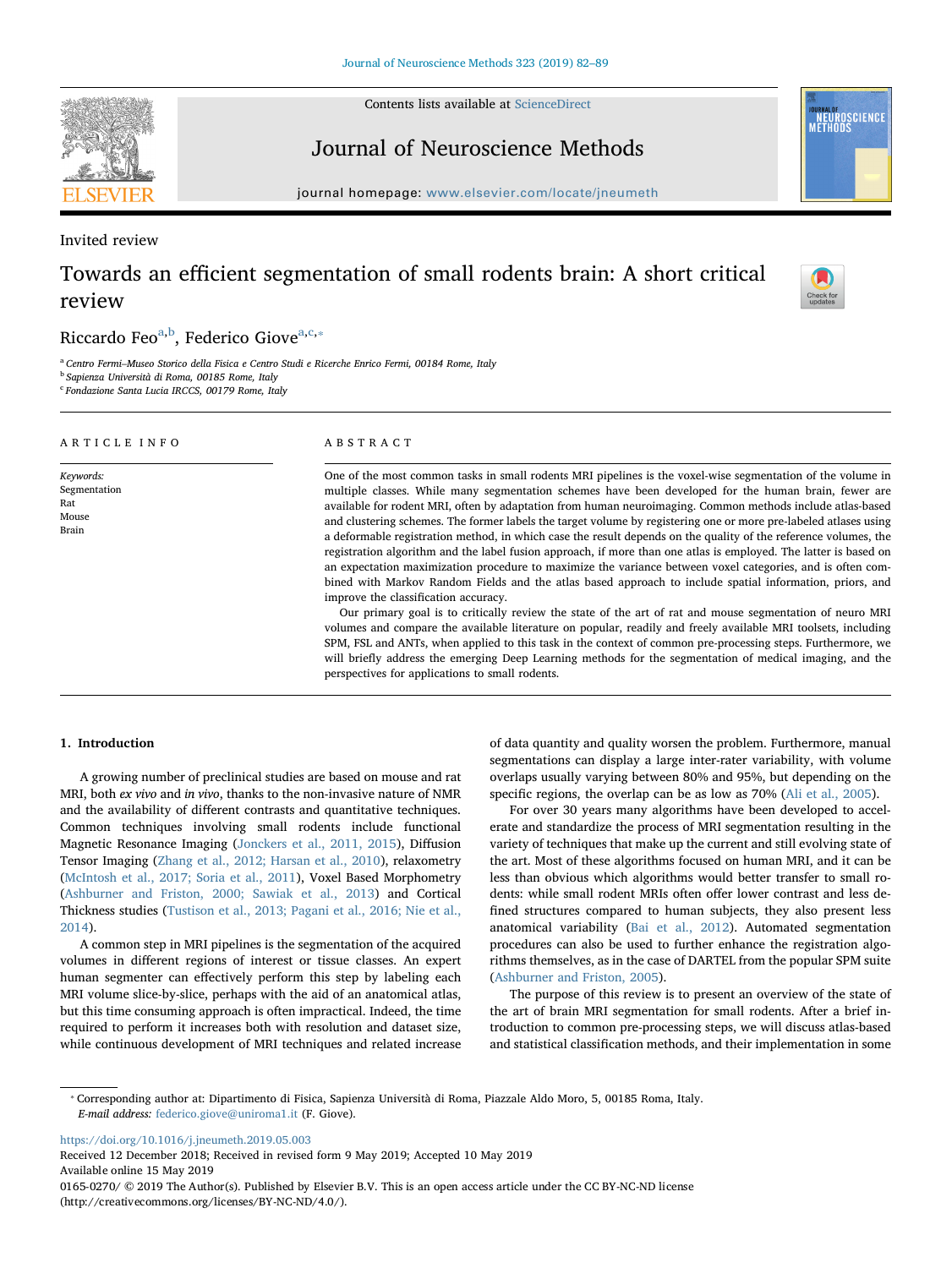Invited review

# Towards an efficient segmentation of small rodents brain: A short critical review

Riccardo Feo[a,b], Federico Giove[a,c,*]

[a] Centro Fermi–Museo Storico della Fisica e Centro Studi e Ricerche Enrico Fermi, 00184 Rome, Italy
[b] Sapienza Università di Roma, 00185 Rome, Italy
[c] Fondazione Santa Lucia IRCCS, 00179 Rome, Italy

## ARTICLE INFO

*Keywords:*
Segmentation
Rat
Mouse
Brain

## ABSTRACT

One of the most common tasks in small rodents MRI pipelines is the voxel-wise segmentation of the volume in multiple classes. While many segmentation schemes have been developed for the human brain, fewer are available for rodent MRI, often by adaptation from human neuroimaging. Common methods include atlas-based and clustering schemes. The former labels the target volume by registering one or more pre-labeled atlases using a deformable registration method, in which case the result depends on the quality of the reference volumes, the registration algorithm and the label fusion approach, if more than one atlas is employed. The latter is based on an expectation maximization procedure to maximize the variance between voxel categories, and is often combined with Markov Random Fields and the atlas based approach to include spatial information, priors, and improve the classification accuracy.

Our primary goal is to critically review the state of the art of rat and mouse segmentation of neuro MRI volumes and compare the available literature on popular, readily and freely available MRI toolsets, including SPM, FSL and ANTs, when applied to this task in the context of common pre-processing steps. Furthermore, we will briefly address the emerging Deep Learning methods for the segmentation of medical imaging, and the perspectives for applications to small rodents.

## 1. Introduction

A growing number of preclinical studies are based on mouse and rat MRI, both *ex vivo* and *in vivo*, thanks to the non-invasive nature of NMR and the availability of different contrasts and quantitative techniques. Common techniques involving small rodents include functional Magnetic Resonance Imaging (Jonckers et al., 2011, 2015), Diffusion Tensor Imaging (Zhang et al., 2012; Harsan et al., 2010), relaxometry (McIntosh et al., 2017; Soria et al., 2011), Voxel Based Morphometry (Ashburner and Friston, 2000; Sawiak et al., 2013) and Cortical Thickness studies (Tustison et al., 2013; Pagani et al., 2016; Nie et al., 2014).

A common step in MRI pipelines is the segmentation of the acquired volumes in different regions of interest or tissue classes. An expert human segmenter can effectively perform this step by labeling each MRI volume slice-by-slice, perhaps with the aid of an anatomical atlas, but this time consuming approach is often impractical. Indeed, the time required to perform it increases both with resolution and dataset size, while continuous development of MRI techniques and related increase of data quantity and quality worsen the problem. Furthermore, manual segmentations can display a large inter-rater variability, with volume overlaps usually varying between 80% and 95%, but depending on the specific regions, the overlap can be as low as 70% (Ali et al., 2005).

For over 30 years many algorithms have been developed to accelerate and standardize the process of MRI segmentation resulting in the variety of techniques that make up the current and still evolving state of the art. Most of these algorithms focused on human MRI, and it can be less than obvious which algorithms would better transfer to small rodents: while small rodent MRIs often offer lower contrast and less defined structures compared to human subjects, they also present less anatomical variability (Bai et al., 2012). Automated segmentation procedures can also be used to further enhance the registration algorithms themselves, as in the case of DARTEL from the popular SPM suite (Ashburner and Friston, 2005).

The purpose of this review is to present an overview of the state of the art of brain MRI segmentation for small rodents. After a brief introduction to common pre-processing steps, we will discuss atlas-based and statistical classification methods, and their implementation in some

---

* Corresponding author at: Dipartimento di Fisica, Sapienza Università di Roma, Piazzale Aldo Moro, 5, 00185 Roma, Italy.
*E-mail address:* federico.giove@uniroma1.it (F. Giove).

https://doi.org/10.1016/j.jneumeth.2019.05.003
Received 12 December 2018; Received in revised form 9 May 2019; Accepted 10 May 2019
Available online 15 May 2019
0165-0270/ © 2019 The Author(s). Published by Elsevier B.V. This is an open access article under the CC BY-NC-ND license (http://creativecommons.org/licenses/BY-NC-ND/4.0/).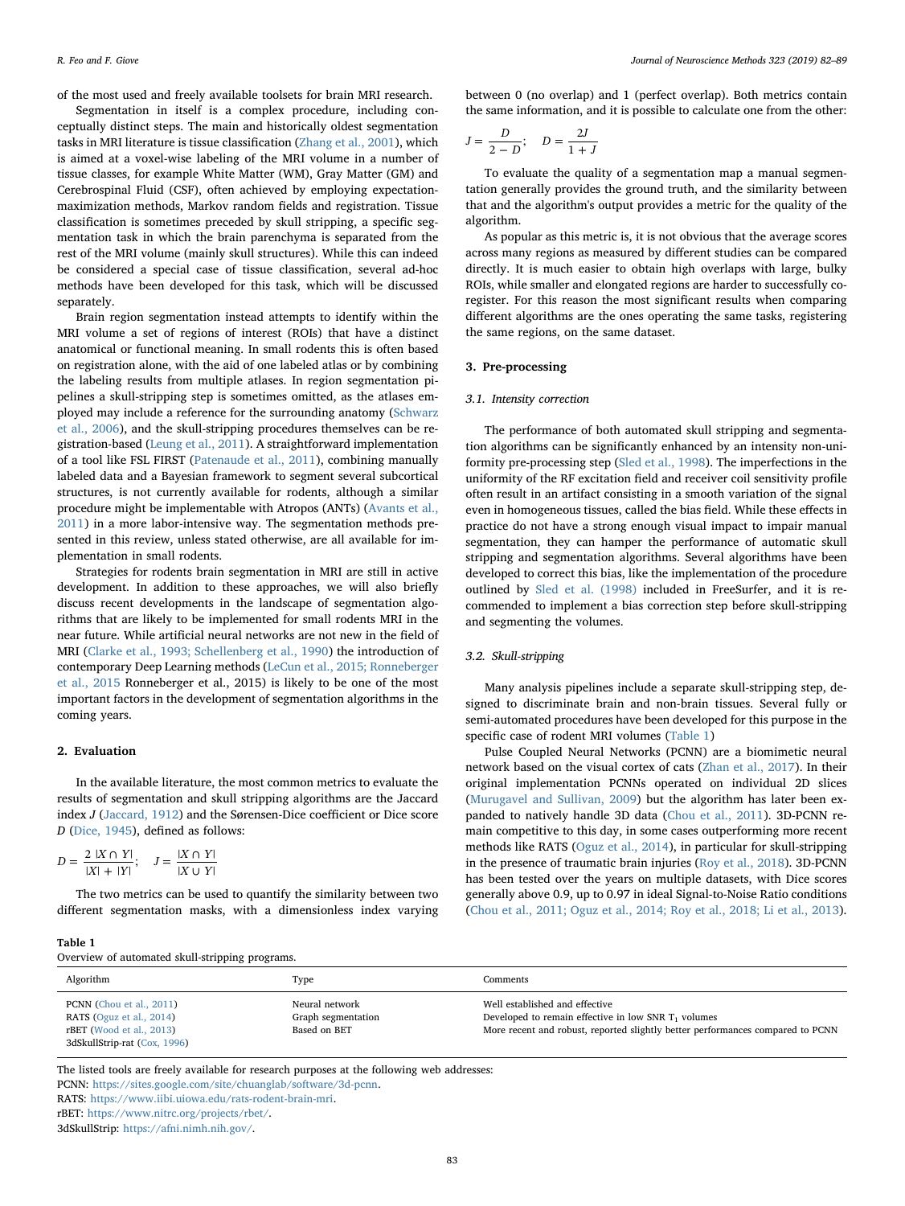of the most used and freely available toolsets for brain MRI research.

Segmentation in itself is a complex procedure, including conceptually distinct steps. The main and historically oldest segmentation tasks in MRI literature is tissue classification (Zhang et al., 2001), which is aimed at a voxel-wise labeling of the MRI volume in a number of tissue classes, for example White Matter (WM), Gray Matter (GM) and Cerebrospinal Fluid (CSF), often achieved by employing expectation-maximization methods, Markov random fields and registration. Tissue classification is sometimes preceded by skull stripping, a specific segmentation task in which the brain parenchyma is separated from the rest of the MRI volume (mainly skull structures). While this can indeed be considered a special case of tissue classification, several ad-hoc methods have been developed for this task, which will be discussed separately.

Brain region segmentation instead attempts to identify within the MRI volume a set of regions of interest (ROIs) that have a distinct anatomical or functional meaning. In small rodents this is often based on registration alone, with the aid of one labeled atlas or by combining the labeling results from multiple atlases. In region segmentation pipelines a skull-stripping step is sometimes omitted, as the atlases employed may include a reference for the surrounding anatomy (Schwarz et al., 2006), and the skull-stripping procedures themselves can be registration-based (Leung et al., 2011). A straightforward implementation of a tool like FSL FIRST (Patenaude et al., 2011), combining manually labeled data and a Bayesian framework to segment several subcortical structures, is not currently available for rodents, although a similar procedure might be implementable with Atropos (ANTs) (Avants et al., 2011) in a more labor-intensive way. The segmentation methods presented in this review, unless stated otherwise, are all available for implementation in small rodents.

Strategies for rodents brain segmentation in MRI are still in active development. In addition to these approaches, we will also briefly discuss recent developments in the landscape of segmentation algorithms that are likely to be implemented for small rodents MRI in the near future. While artificial neural networks are not new in the field of MRI (Clarke et al., 1993; Schellenberg et al., 1990) the introduction of contemporary Deep Learning methods (LeCun et al., 2015; Ronneberger et al., 2015 Ronneberger et al., 2015) is likely to be one of the most important factors in the development of segmentation algorithms in the coming years.

## 2. Evaluation

In the available literature, the most common metrics to evaluate the results of segmentation and skull stripping algorithms are the Jaccard index $J$ (Jaccard, 1912) and the Sørensen-Dice coefficient or Dice score $D$ (Dice, 1945), defined as follows:

$$D = \frac{2\ |X \cap Y|}{|X| + |Y|}; \quad J = \frac{|X \cap Y|}{|X \cup Y|}$$

The two metrics can be used to quantify the similarity between two different segmentation masks, with a dimensionless index varying between 0 (no overlap) and 1 (perfect overlap). Both metrics contain the same information, and it is possible to calculate one from the other:

$$J = \frac{D}{2 - D}; \quad D = \frac{2J}{1 + J}$$

To evaluate the quality of a segmentation map a manual segmentation generally provides the ground truth, and the similarity between that and the algorithm's output provides a metric for the quality of the algorithm.

As popular as this metric is, it is not obvious that the average scores across many regions as measured by different studies can be compared directly. It is much easier to obtain high overlaps with large, bulky ROIs, while smaller and elongated regions are harder to successfully co-register. For this reason the most significant results when comparing different algorithms are the ones operating the same tasks, registering the same regions, on the same dataset.

## 3. Pre-processing

### 3.1. Intensity correction

The performance of both automated skull stripping and segmentation algorithms can be significantly enhanced by an intensity non-uniformity pre-processing step (Sled et al., 1998). The imperfections in the uniformity of the RF excitation field and receiver coil sensitivity profile often result in an artifact consisting in a smooth variation of the signal even in homogeneous tissues, called the bias field. While these effects in practice do not have a strong enough visual impact to impair manual segmentation, they can hamper the performance of automatic skull stripping and segmentation algorithms. Several algorithms have been developed to correct this bias, like the implementation of the procedure outlined by Sled et al. (1998) included in FreeSurfer, and it is recommended to implement a bias correction step before skull-stripping and segmenting the volumes.

### 3.2. Skull-stripping

Many analysis pipelines include a separate skull-stripping step, designed to discriminate brain and non-brain tissues. Several fully or semi-automated procedures have been developed for this purpose in the specific case of rodent MRI volumes (Table 1)

Pulse Coupled Neural Networks (PCNN) are a biomimetic neural network based on the visual cortex of cats (Zhan et al., 2017). In their original implementation PCNNs operated on individual 2D slices (Murugavel and Sullivan, 2009) but the algorithm has later been expanded to natively handle 3D data (Chou et al., 2011). 3D-PCNN remain competitive to this day, in some cases outperforming more recent methods like RATS (Oguz et al., 2014), in particular for skull-stripping in the presence of traumatic brain injuries (Roy et al., 2018). 3D-PCNN has been tested over the years on multiple datasets, with Dice scores generally above 0.9, up to 0.97 in ideal Signal-to-Noise Ratio conditions (Chou et al., 2011; Oguz et al., 2014; Roy et al., 2018; Li et al., 2013).

**Table 1**
Overview of automated skull-stripping programs.

| Algorithm | Type | Comments |
|---|---|---|
| PCNN (Chou et al., 2011) | Neural network | Well established and effective |
| RATS (Oguz et al., 2014) | Graph segmentation | Developed to remain effective in low SNR $T_1$ volumes |
| rBET (Wood et al., 2013) | Based on BET | More recent and robust, reported slightly better performances compared to PCNN |
| 3dSkullStrip-rat (Cox, 1996) | | |

The listed tools are freely available for research purposes at the following web addresses:
PCNN: https://sites.google.com/site/chuanglab/software/3d-pcnn.
RATS: https://www.iibi.uiowa.edu/rats-rodent-brain-mri.
rBET: https://www.nitrc.org/projects/rbet/.
3dSkullStrip: https://afni.nimh.nih.gov/.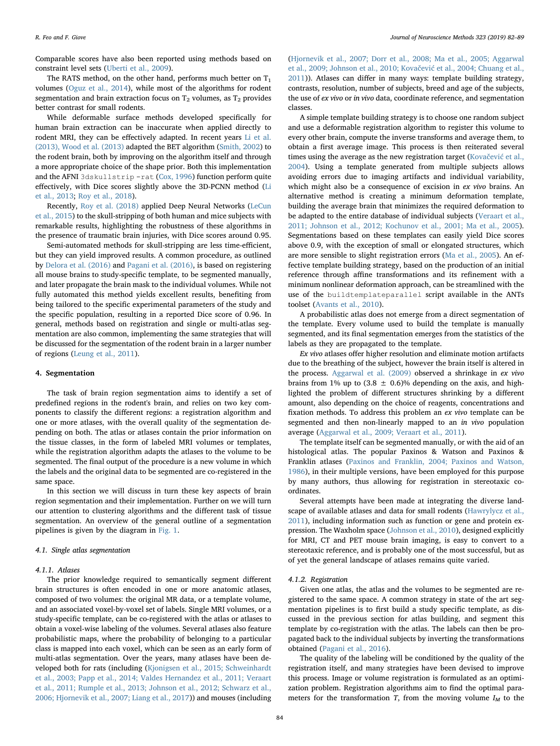Comparable scores have also been reported using methods based on constraint level sets (Uberti et al., 2009).

The RATS method, on the other hand, performs much better on $T_1$ volumes (Oguz et al., 2014), while most of the algorithms for rodent segmentation and brain extraction focus on $T_2$ volumes, as $T_2$ provides better contrast for small rodents.

While deformable surface methods developed specifically for human brain extraction can be inaccurate when applied directly to rodent MRI, they can be effectively adapted. In recent years Li et al. (2013), Wood et al. (2013) adapted the BET algorithm (Smith, 2002) to the rodent brain, both by improving on the algorithm itself and through a more appropriate choice of the shape prior. Both this implementation and the AFNI `3dskullstrip -rat` (Cox, 1996) function perform quite effectively, with Dice scores slightly above the 3D-PCNN method (Li et al., 2013; Roy et al., 2018).

Recently, Roy et al. (2018) applied Deep Neural Networks (LeCun et al., 2015) to the skull-stripping of both human and mice subjects with remarkable results, highlighting the robustness of these algorithms in the presence of traumatic brain injuries, with Dice scores around 0.95.

Semi-automated methods for skull-stripping are less time-efficient, but they can yield improved results. A common procedure, as outlined by Delora et al. (2016) and Pagani et al. (2016), is based on registering all mouse brains to study-specific template, to be segmented manually, and later propagate the brain mask to the individual volumes. While not fully automated this method yields excellent results, benefiting from being tailored to the specific experimental parameters of the study and the specific population, resulting in a reported Dice score of 0.96. In general, methods based on registration and single or multi-atlas segmentation are also common, implementing the same strategies that will be discussed for the segmentation of the rodent brain in a larger number of regions (Leung et al., 2011).

## 4. Segmentation

The task of brain region segmentation aims to identify a set of predefined regions in the rodent's brain, and relies on two key components to classify the different regions: a registration algorithm and one or more atlases, with the overall quality of the segmentation depending on both. The atlas or atlases contain the prior information on the tissue classes, in the form of labeled MRI volumes or templates, while the registration algorithm adapts the atlases to the volume to be segmented. The final output of the procedure is a new volume in which the labels and the original data to be segmented are co-registered in the same space.

In this section we will discuss in turn these key aspects of brain region segmentation and their implementation. Further on we will turn our attention to clustering algorithms and the different task of tissue segmentation. An overview of the general outline of a segmentation pipelines is given by the diagram in Fig. 1.

### 4.1. Single atlas segmentation

#### 4.1.1. Atlases

The prior knowledge required to semantically segment different brain structures is often encoded in one or more anatomic atlases, composed of two volumes: the original MR data, or a template volume, and an associated voxel-by-voxel set of labels. Single MRI volumes, or a study-specific template, can be co-registered with the atlas or atlases to obtain a voxel-wise labeling of the volumes. Several atlases also feature probabilistic maps, where the probability of belonging to a particular class is mapped into each voxel, which can be seen as an early form of multi-atlas segmentation. Over the years, many atlases have been developed both for rats (including (Kjonigsen et al., 2015; Schweinhardt et al., 2003; Papp et al., 2014; Valdes Hernandez et al., 2011; Veraart et al., 2011; Rumple et al., 2013; Johnson et al., 2012; Schwarz et al., 2006; Hjornevik et al., 2007; Liang et al., 2017)) and mouses (including (Hjornevik et al., 2007; Dorr et al., 2008; Ma et al., 2005; Aggarwal et al., 2009; Johnson et al., 2010; Kovačević et al., 2004; Chuang et al., 2011)). Atlases can differ in many ways: template building strategy, contrasts, resolution, number of subjects, breed and age of the subjects, the use of *ex vivo* or *in vivo* data, coordinate reference, and segmentation classes.

A simple template building strategy is to choose one random subject and use a deformable registration algorithm to register this volume to every other brain, compute the inverse transforms and average them, to obtain a first average image. This process is then reiterated several times using the average as the new registration target (Kovačević et al., 2004). Using a template generated from multiple subjects allows avoiding errors due to imaging artifacts and individual variability, which might also be a consequence of excision in *ex vivo* brains. An alternative method is creating a minimum deformation template, building the average brain that minimizes the required deformation to be adapted to the entire database of individual subjects (Veraart et al., 2011; Johnson et al., 2012; Kochunov et al., 2001; Ma et al., 2005). Segmentations based on these templates can easily yield Dice scores above 0.9, with the exception of small or elongated structures, which are more sensible to slight registration errors (Ma et al., 2005). An effective template building strategy, based on the production of an initial reference through affine transformations and its refinement with a minimum nonlinear deformation approach, can be streamlined with the use of the `buildtemplateparallel` script available in the ANTs toolset (Avants et al., 2010).

A probabilistic atlas does not emerge from a direct segmentation of the template. Every volume used to build the template is manually segmented, and its final segmentation emerges from the statistics of the labels as they are propagated to the template.

*Ex vivo* atlases offer higher resolution and eliminate motion artifacts due to the breathing of the subject, however the brain itself is altered in the process. Aggarwal et al. (2009) observed a shrinkage in *ex vivo* brains from 1% up to (3.8 ± 0.6)% depending on the axis, and highlighted the problem of different structures shrinking by a different amount, also depending on the choice of reagents, concentrations and fixation methods. To address this problem an *ex vivo* template can be segmented and then non-linearly mapped to an *in vivo* population average (Aggarwal et al., 2009; Veraart et al., 2011).

The template itself can be segmented manually, or with the aid of an histological atlas. The popular Paxinos & Watson and Paxinos & Franklin atlases (Paxinos and Franklin, 2004; Paxinos and Watson, 1986), in their multiple versions, have been employed for this purpose by many authors, thus allowing for registration in stereotaxic coordinates.

Several attempts have been made at integrating the diverse landscape of available atlases and data for small rodents (Hawrylycz et al., 2011), including information such as function or gene and protein expression. The Waxholm space (Johnson et al., 2010), designed explicitly for MRI, CT and PET mouse brain imaging, is easy to convert to a stereotaxic reference, and is probably one of the most successful, but as of yet the general landscape of atlases remains quite varied.

#### 4.1.2. Registration

Given one atlas, the atlas and the volumes to be segmented are registered to the same space. A common strategy in state of the art segmentation pipelines is to first build a study specific template, as discussed in the previous section for atlas building, and segment this template by co-registration with the atlas. The labels can then be propagated back to the individual subjects by inverting the transformations obtained (Pagani et al., 2016).

The quality of the labeling will be conditioned by the quality of the registration itself, and many strategies have been devised to improve this process. Image or volume registration is formulated as an optimization problem. Registration algorithms aim to find the optimal parameters for the transformation $T$, from the moving volume $I_M$ to the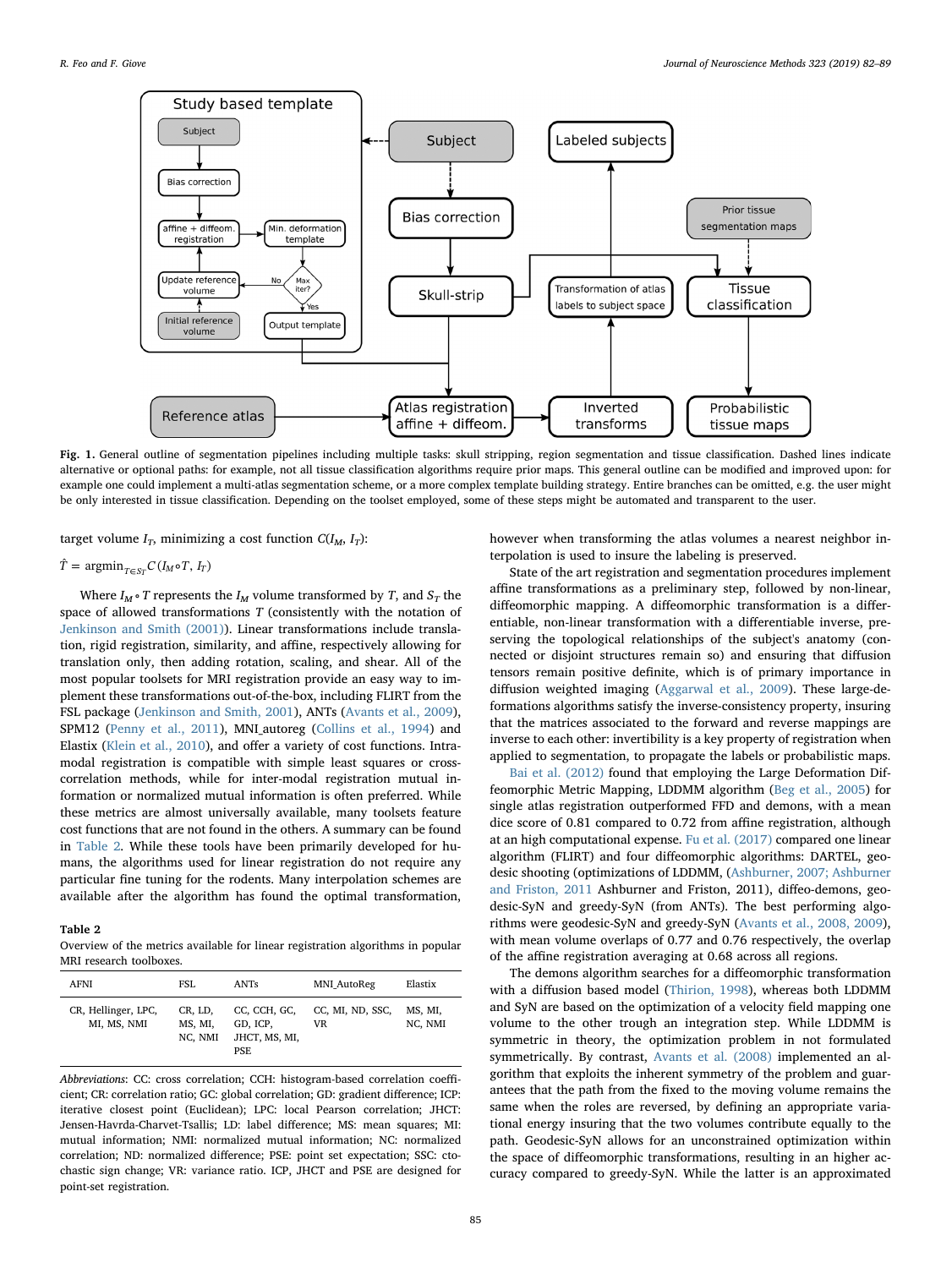Fig. 1. General outline of segmentation pipelines including multiple tasks: skull stripping, region segmentation and tissue classification. Dashed lines indicate alternative or optional paths: for example, not all tissue classification algorithms require prior maps. This general outline can be modified and improved upon: for example one could implement a multi-atlas segmentation scheme, or a more complex template building strategy. Entire branches can be omitted, e.g. the user might be only interested in tissue classification. Depending on the toolset employed, some of these steps might be automated and transparent to the user.

target volume $I_T$, minimizing a cost function $C(I_M, I_T)$:

$$\hat{T} = \text{argmin}_{T \in S_T} C(I_M \circ T, I_T)$$

Where $I_M \circ T$ represents the $I_M$ volume transformed by $T$, and $S_T$ the space of allowed transformations $T$ (consistently with the notation of Jenkinson and Smith (2001)). Linear transformations include translation, rigid registration, similarity, and affine, respectively allowing for translation only, then adding rotation, scaling, and shear. All of the most popular toolsets for MRI registration provide an easy way to implement these transformations out-of-the-box, including FLIRT from the FSL package (Jenkinson and Smith, 2001), ANTs (Avants et al., 2009), SPM12 (Penny et al., 2011), MNI_autoreg (Collins et al., 1994) and Elastix (Klein et al., 2010), and offer a variety of cost functions. Intra-modal registration is compatible with simple least squares or cross-correlation methods, while for inter-modal registration mutual information or normalized mutual information is often preferred. While these metrics are almost universally available, many toolsets feature cost functions that are not found in the others. A summary can be found in Table 2. While these tools have been primarily developed for humans, the algorithms used for linear registration do not require any particular fine tuning for the rodents. Many interpolation schemes are available after the algorithm has found the optimal transformation,

**Table 2**
Overview of the metrics available for linear registration algorithms in popular MRI research toolboxes.

| AFNI | FSL | ANTs | MNI_AutoReg | Elastix |
|---|---|---|---|---|
| CR, Hellinger, LPC, MI, MS, NMI | CR, LD, MS, MI, NC, NMI | CC, CCH, GC, GD, ICP, JHCT, MS, MI, PSE | CC, MI, ND, SSC, VR | MS, MI, NC, NMI |

*Abbreviations*: CC: cross correlation; CCH: histogram-based correlation coefficient; CR: correlation ratio; GC: global correlation; GD: gradient difference; ICP: iterative closest point (Euclidean); LPC: local Pearson correlation; JHCT: Jensen-Havrda-Charvet-Tsallis; LD: label difference; MS: mean squares; MI: mutual information; NMI: normalized mutual information; NC: normalized correlation; ND: normalized difference; PSE: point set expectation; SSC: stochastic sign change; VR: variance ratio. ICP, JHCT and PSE are designed for point-set registration.

however when transforming the atlas volumes a nearest neighbor interpolation is used to insure the labeling is preserved.

State of the art registration and segmentation procedures implement affine transformations as a preliminary step, followed by non-linear, diffeomorphic mapping. A diffeomorphic transformation is a differentiable, non-linear transformation with a differentiable inverse, preserving the topological relationships of the subject's anatomy (connected or disjoint structures remain so) and ensuring that diffusion tensors remain positive definite, which is of primary importance in diffusion weighted imaging (Aggarwal et al., 2009). These large-deformations algorithms satisfy the inverse-consistency property, insuring that the matrices associated to the forward and reverse mappings are inverse to each other: invertibility is a key property of registration when applied to segmentation, to propagate the labels or probabilistic maps.

Bai et al. (2012) found that employing the Large Deformation Diffeomorphic Metric Mapping, LDDMM algorithm (Beg et al., 2005) for single atlas registration outperformed FFD and demons, with a mean dice score of 0.81 compared to 0.72 from affine registration, although at an high computational expense. Fu et al. (2017) compared one linear algorithm (FLIRT) and four diffeomorphic algorithms: DARTEL, geodesic shooting (optimizations of LDDMM, (Ashburner, 2007; Ashburner and Friston, 2011 Ashburner and Friston, 2011), diffeo-demons, geodesic-SyN and greedy-SyN (from ANTs). The best performing algorithms were geodesic-SyN and greedy-SyN (Avants et al., 2008, 2009), with mean volume overlaps of 0.77 and 0.76 respectively, the overlap of the affine registration averaging at 0.68 across all regions.

The demons algorithm searches for a diffeomorphic transformation with a diffusion based model (Thirion, 1998), whereas both LDDMM and SyN are based on the optimization of a velocity field mapping one volume to the other trough an integration step. While LDDMM is symmetric in theory, the optimization problem in not formulated symmetrically. By contrast, Avants et al. (2008) implemented an algorithm that exploits the inherent symmetry of the problem and guarantees that the path from the fixed to the moving volume remains the same when the roles are reversed, by defining an appropriate variational energy insuring that the two volumes contribute equally to the path. Geodesic-SyN allows for an unconstrained optimization within the space of diffeomorphic transformations, resulting in an higher accuracy compared to greedy-SyN. While the latter is an approximated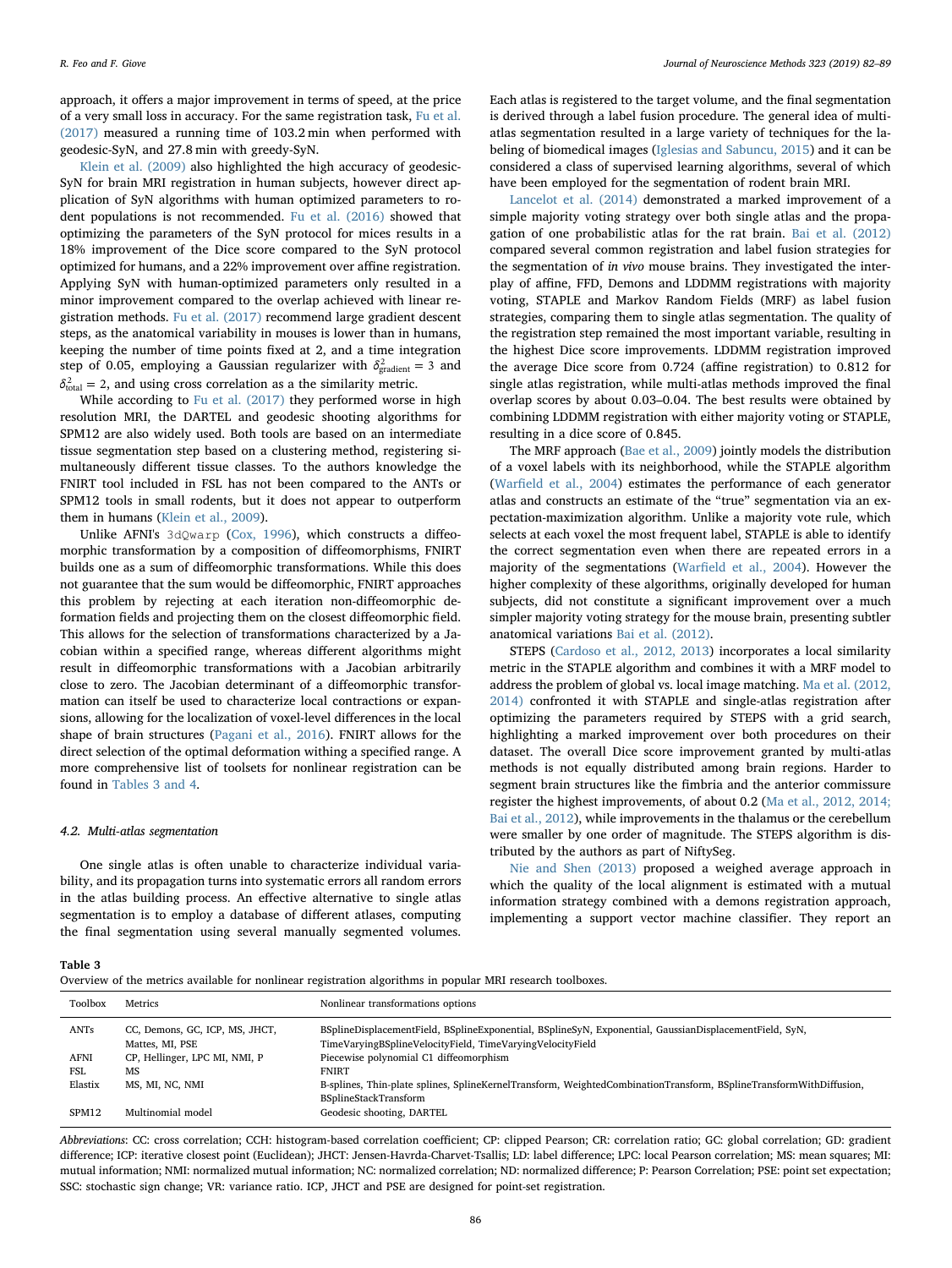approach, it offers a major improvement in terms of speed, at the price of a very small loss in accuracy. For the same registration task, Fu et al. (2017) measured a running time of 103.2 min when performed with geodesic-SyN, and 27.8 min with greedy-SyN.

Klein et al. (2009) also highlighted the high accuracy of geodesic-SyN for brain MRI registration in human subjects, however direct application of SyN algorithms with human optimized parameters to rodent populations is not recommended. Fu et al. (2016) showed that optimizing the parameters of the SyN protocol for mices results in a 18% improvement of the Dice score compared to the SyN protocol optimized for humans, and a 22% improvement over affine registration. Applying SyN with human-optimized parameters only resulted in a minor improvement compared to the overlap achieved with linear registration methods. Fu et al. (2017) recommend large gradient descent steps, as the anatomical variability in mouses is lower than in humans, keeping the number of time points fixed at 2, and a time integration step of 0.05, employing a Gaussian regularizer with $\delta^2_{\text{gradient}} = 3$ and $\delta^2_{\text{total}} = 2$, and using cross correlation as a the similarity metric.

While according to Fu et al. (2017) they performed worse in high resolution MRI, the DARTEL and geodesic shooting algorithms for SPM12 are also widely used. Both tools are based on an intermediate tissue segmentation step based on a clustering method, registering simultaneously different tissue classes. To the authors knowledge the FNIRT tool included in FSL has not been compared to the ANTs or SPM12 tools in small rodents, but it does not appear to outperform them in humans (Klein et al., 2009).

Unlike AFNI's `3dQwarp` (Cox, 1996), which constructs a diffeomorphic transformation by a composition of diffeomorphisms, FNIRT builds one as a sum of diffeomorphic transformations. While this does not guarantee that the sum would be diffeomorphic, FNIRT approaches this problem by rejecting at each iteration non-diffeomorphic deformation fields and projecting them on the closest diffeomorphic field. This allows for the selection of transformations characterized by a Jacobian within a specified range, whereas different algorithms might result in diffeomorphic transformations with a Jacobian arbitrarily close to zero. The Jacobian determinant of a diffeomorphic transformation can itself be used to characterize local contractions or expansions, allowing for the localization of voxel-level differences in the local shape of brain structures (Pagani et al., 2016). FNIRT allows for the direct selection of the optimal deformation withing a specified range. A more comprehensive list of toolsets for nonlinear registration can be found in Tables 3 and 4.

### 4.2. Multi-atlas segmentation

One single atlas is often unable to characterize individual variability, and its propagation turns into systematic errors all random errors in the atlas building process. An effective alternative to single atlas segmentation is to employ a database of different atlases, computing the final segmentation using several manually segmented volumes. Each atlas is registered to the target volume, and the final segmentation is derived through a label fusion procedure. The general idea of multi-atlas segmentation resulted in a large variety of techniques for the labeling of biomedical images (Iglesias and Sabuncu, 2015) and it can be considered a class of supervised learning algorithms, several of which have been employed for the segmentation of rodent brain MRI.

Lancelot et al. (2014) demonstrated a marked improvement of a simple majority voting strategy over both single atlas and the propagation of one probabilistic atlas for the rat brain. Bai et al. (2012) compared several common registration and label fusion strategies for the segmentation of *in vivo* mouse brains. They investigated the interplay of affine, FFD, Demons and LDDMM registrations with majority voting, STAPLE and Markov Random Fields (MRF) as label fusion strategies, comparing them to single atlas segmentation. The quality of the registration step remained the most important variable, resulting in the highest Dice score improvements. LDDMM registration improved the average Dice score from 0.724 (affine registration) to 0.812 for single atlas registration, while multi-atlas methods improved the final overlap scores by about 0.03–0.04. The best results were obtained by combining LDDMM registration with either majority voting or STAPLE, resulting in a dice score of 0.845.

The MRF approach (Bae et al., 2009) jointly models the distribution of a voxel labels with its neighborhood, while the STAPLE algorithm (Warfield et al., 2004) estimates the performance of each generator atlas and constructs an estimate of the "true" segmentation via an expectation-maximization algorithm. Unlike a majority vote rule, which selects at each voxel the most frequent label, STAPLE is able to identify the correct segmentation even when there are repeated errors in a majority of the segmentations (Warfield et al., 2004). However the higher complexity of these algorithms, originally developed for human subjects, did not constitute a significant improvement over a much simpler majority voting strategy for the mouse brain, presenting subtler anatomical variations Bai et al. (2012).

STEPS (Cardoso et al., 2012, 2013) incorporates a local similarity metric in the STAPLE algorithm and combines it with a MRF model to address the problem of global vs. local image matching. Ma et al. (2012, 2014) confronted it with STAPLE and single-atlas registration after optimizing the parameters required by STEPS with a grid search, highlighting a marked improvement over both procedures on their dataset. The overall Dice score improvement granted by multi-atlas methods is not equally distributed among brain regions. Harder to segment brain structures like the fimbria and the anterior commissure register the highest improvements, of about 0.2 (Ma et al., 2012, 2014; Bai et al., 2012), while improvements in the thalamus or the cerebellum were smaller by one order of magnitude. The STEPS algorithm is distributed by the authors as part of NiftySeg.

Nie and Shen (2013) proposed a weighed average approach in which the quality of the local alignment is estimated with a mutual information strategy combined with a demons registration approach, implementing a support vector machine classifier. They report an

**Table 3**
Overview of the metrics available for nonlinear registration algorithms in popular MRI research toolboxes.

| Toolbox | Metrics | Nonlinear transformations options |
|---|---|---|
| ANTs | CC, Demons, GC, ICP, MS, JHCT, Mattes, MI, PSE | BSplineDisplacementField, BSplineExponential, BSplineSyN, Exponential, GaussianDisplacementField, SyN, TimeVaryingBSplineVelocityField, TimeVaryingVelocityField |
| AFNI | CP, Hellinger, LPC MI, NMI, P | Piecewise polynomial C1 diffeomorphism |
| FSL | MS | FNIRT |
| Elastix | MS, MI, NC, NMI | B-splines, Thin-plate splines, SplineKernelTransform, WeightedCombinationTransform, BSplineTransformWithDiffusion, BSplineStackTransform |
| SPM12 | Multinomial model | Geodesic shooting, DARTEL |

*Abbreviations*: CC: cross correlation; CCH: histogram-based correlation coefficient; CP: clipped Pearson; CR: correlation ratio; GC: global correlation; GD: gradient difference; ICP: iterative closest point (Euclidean); JHCT: Jensen-Havrda-Charvet-Tsallis; LD: label difference; LPC: local Pearson correlation; MS: mean squares; MI: mutual information; NMI: normalized mutual information; NC: normalized correlation; ND: normalized difference; P: Pearson Correlation; PSE: point set expectation; SSC: stochastic sign change; VR: variance ratio. ICP, JHCT and PSE are designed for point-set registration.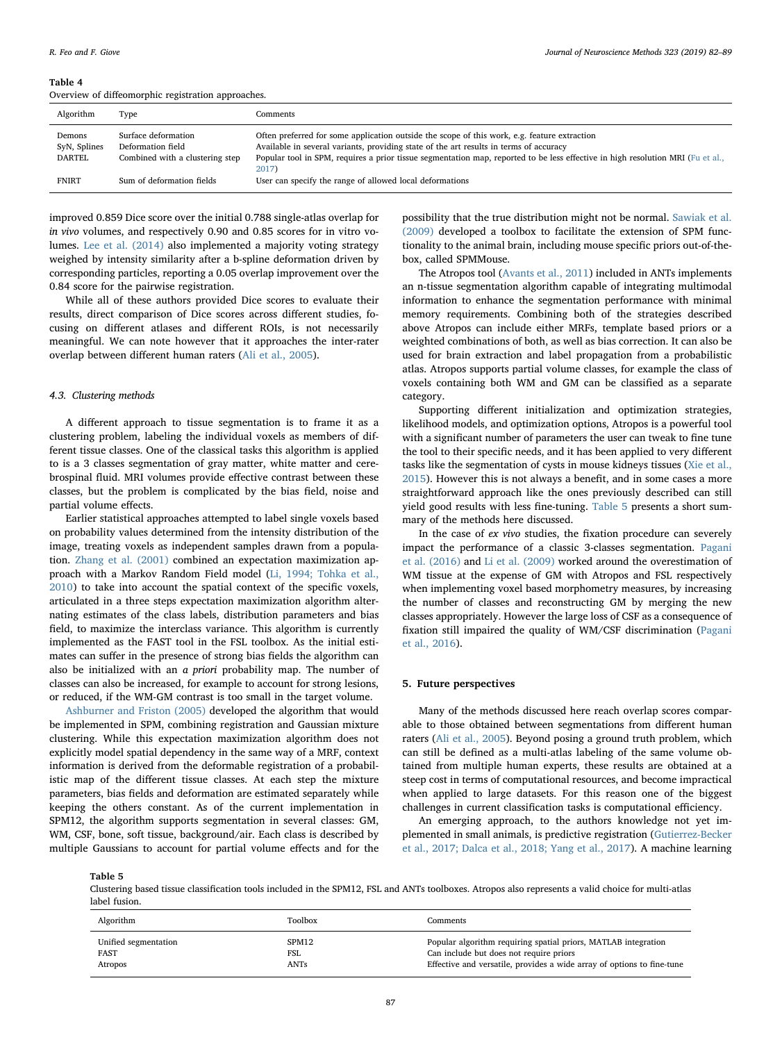**Table 4**
Overview of diffeomorphic registration approaches.

| Algorithm | Type | Comments |
|---|---|---|
| Demons | Surface deformation | Often preferred for some application outside the scope of this work, e.g. feature extraction |
| SyN, Splines | Deformation field | Available in several variants, providing state of the art results in terms of accuracy |
| DARTEL | Combined with a clustering step | Popular tool in SPM, requires a prior tissue segmentation map, reported to be less effective in high resolution MRI (Fu et al., 2017) |
| FNIRT | Sum of deformation fields | User can specify the range of allowed local deformations |

improved 0.859 Dice score over the initial 0.788 single-atlas overlap for *in vivo* volumes, and respectively 0.90 and 0.85 scores for in vitro volumes. Lee et al. (2014) also implemented a majority voting strategy weighed by intensity similarity after a b-spline deformation driven by corresponding particles, reporting a 0.05 overlap improvement over the 0.84 score for the pairwise registration.

While all of these authors provided Dice scores to evaluate their results, direct comparison of Dice scores across different studies, focusing on different atlases and different ROIs, is not necessarily meaningful. We can note however that it approaches the inter-rater overlap between different human raters (Ali et al., 2005).

### 4.3. Clustering methods

A different approach to tissue segmentation is to frame it as a clustering problem, labeling the individual voxels as members of different tissue classes. One of the classical tasks this algorithm is applied to is a 3 classes segmentation of gray matter, white matter and cerebrospinal fluid. MRI volumes provide effective contrast between these classes, but the problem is complicated by the bias field, noise and partial volume effects.

Earlier statistical approaches attempted to label single voxels based on probability values determined from the intensity distribution of the image, treating voxels as independent samples drawn from a population. Zhang et al. (2001) combined an expectation maximization approach with a Markov Random Field model (Li, 1994; Tohka et al., 2010) to take into account the spatial context of the specific voxels, articulated in a three steps expectation maximization algorithm alternating estimates of the class labels, distribution parameters and bias field, to maximize the interclass variance. This algorithm is currently implemented as the FAST tool in the FSL toolbox. As the initial estimates can suffer in the presence of strong bias fields the algorithm can also be initialized with an *a priori* probability map. The number of classes can also be increased, for example to account for strong lesions, or reduced, if the WM-GM contrast is too small in the target volume.

Ashburner and Friston (2005) developed the algorithm that would be implemented in SPM, combining registration and Gaussian mixture clustering. While this expectation maximization algorithm does not explicitly model spatial dependency in the same way of a MRF, context information is derived from the deformable registration of a probabilistic map of the different tissue classes. At each step the mixture parameters, bias fields and deformation are estimated separately while keeping the others constant. As of the current implementation in SPM12, the algorithm supports segmentation in several classes: GM, WM, CSF, bone, soft tissue, background/air. Each class is described by multiple Gaussians to account for partial volume effects and for the possibility that the true distribution might not be normal. Sawiak et al. (2009) developed a toolbox to facilitate the extension of SPM functionality to the animal brain, including mouse specific priors out-of-the-box, called SPMMouse.

The Atropos tool (Avants et al., 2011) included in ANTs implements an n-tissue segmentation algorithm capable of integrating multimodal information to enhance the segmentation performance with minimal memory requirements. Combining both of the strategies described above Atropos can include either MRFs, template based priors or a weighted combinations of both, as well as bias correction. It can also be used for brain extraction and label propagation from a probabilistic atlas. Atropos supports partial volume classes, for example the class of voxels containing both WM and GM can be classified as a separate category.

Supporting different initialization and optimization strategies, likelihood models, and optimization options, Atropos is a powerful tool with a significant number of parameters the user can tweak to fine tune the tool to their specific needs, and it has been applied to very different tasks like the segmentation of cysts in mouse kidneys tissues (Xie et al., 2015). However this is not always a benefit, and in some cases a more straightforward approach like the ones previously described can still yield good results with less fine-tuning. Table 5 presents a short summary of the methods here discussed.

In the case of *ex vivo* studies, the fixation procedure can severely impact the performance of a classic 3-classes segmentation. Pagani et al. (2016) and Li et al. (2009) worked around the overestimation of WM tissue at the expense of GM with Atropos and FSL respectively when implementing voxel based morphometry measures, by increasing the number of classes and reconstructing GM by merging the new classes appropriately. However the large loss of CSF as a consequence of fixation still impaired the quality of WM/CSF discrimination (Pagani et al., 2016).

## 5. Future perspectives

Many of the methods discussed here reach overlap scores comparable to those obtained between segmentations from different human raters (Ali et al., 2005). Beyond posing a ground truth problem, which can still be defined as a multi-atlas labeling of the same volume obtained from multiple human experts, these results are obtained at a steep cost in terms of computational resources, and become impractical when applied to large datasets. For this reason one of the biggest challenges in current classification tasks is computational efficiency.

An emerging approach, to the authors knowledge not yet implemented in small animals, is predictive registration (Gutierrez-Becker et al., 2017; Dalca et al., 2018; Yang et al., 2017). A machine learning

**Table 5**
Clustering based tissue classification tools included in the SPM12, FSL and ANTs toolboxes. Atropos also represents a valid choice for multi-atlas label fusion.

| Algorithm | Toolbox | Comments |
|---|---|---|
| Unified segmentation | SPM12 | Popular algorithm requiring spatial priors, MATLAB integration |
| FAST | FSL | Can include but does not require priors |
| Atropos | ANTs | Effective and versatile, provides a wide array of options to fine-tune |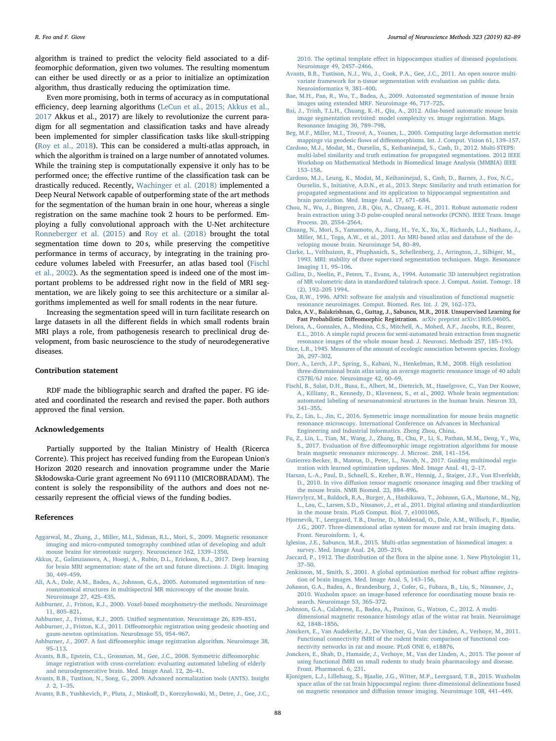algorithm is trained to predict the velocity field associated to a diffeomorphic deformation, given two volumes. The resulting momentum can either be used directly or as a prior to initialize an optimization algorithm, thus drastically reducing the optimization time.

Even more promising, both in terms of accuracy as in computational efficiency, deep learning algorithms (LeCun et al., 2015; Akkus et al., 2017 Akkus et al., 2017) are likely to revolutionize the current paradigm for all segmentation and classification tasks and have already been implemented for simpler classification tasks like skull-stripping (Roy et al., 2018). This can be considered a multi-atlas approach, in which the algorithm is trained on a large number of annotated volumes. While the training step is computationally expensive it only has to be performed once; the effective runtime of the classification task can be drastically reduced. Recently, Wachinger et al. (2018) implemented a Deep Neural Network capable of outperforming state of the art methods for the segmentation of the human brain in one hour, whereas a single registration on the same machine took 2 hours to be performed. Employing a fully convolutional approach with the U-Net architecture Ronneberger et al. (2015) and Roy et al. (2018) brought the total segmentation time down to 20 s, while preserving the competitive performance in terms of accuracy, by integrating in the training procedure volumes labeled with Freesurfer, an atlas based tool (Fischl et al., 2002). As the segmentation speed is indeed one of the most important problems to be addressed right now in the field of MRI segmentation, we are likely going to see this architecture or a similar algorithms implemented as well for small rodents in the near future.

Increasing the segmentation speed will in turn facilitate research on large datasets in all the different fields in which small rodents brain MRI plays a role, from pathogenesis research to preclinical drug development, from basic neuroscience to the study of neurodegenerative diseases.

## Contribution statement

RDF made the bibliographic search and drafted the paper. FG ideated and coordinated the research and revised the paper. Both authors approved the final version.

## Acknowledgements

Partially supported by the Italian Ministry of Health (Ricerca Corrente). This project has received funding from the European Union's Horizon 2020 research and innovation programme under the Marie Skłodowska-Curie grant agreement No 691110 (MICROBRADAM). The content is solely the responsibility of the authors and does not necessarily represent the official views of the funding bodies.

## References

Aggarwal, M., Zhang, J., Miller, M.I., Sidman, R.L., Mori, S., 2009. Magnetic resonance imaging and micro-computed tomography combined atlas of developing and adult mouse brains for stereotaxic surgery. Neuroscience 162, 1339–1350.

Akkus, Z., Galimzianova, A., Hoogi, A., Rubin, D.L., Erickson, B.J., 2017. Deep learning for brain MRI segmentation: state of the art and future directions. J. Digit. Imaging 30, 449–459.

Ali, A.A., Dale, A.M., Badea, A., Johnson, G.A., 2005. Automated segmentation of neuroanatomical structures in multispectral MR microscopy of the mouse brain. Neuroimage 27, 425–435.

Ashburner, J., Friston, K.J., 2000. Voxel-based morphometry-the methods. Neuroimage 11, 805–821.

Ashburner, J., Friston, K.J., 2005. Unified segmentation. Neuroimage 26, 839–851.

Ashburner, J., Friston, K.J., 2011. Diffeomorphic registration using geodesic shooting and gauss-newton optimisation. NeuroImage 55, 954–967.

Ashburner, J., 2007. A fast diffeomorphic image registration algorithm. Neuroimage 38, 95–113.

Avants, B.B., Epstein, C.L., Grossman, M., Gee, J.C., 2008. Symmetric diffeomorphic image registration with cross-correlation: evaluating automated labeling of elderly and neurodegenerative brain. Med. Image Anal. 12, 26–41.

Avants, B.B., Tustison, N., Song, G., 2009. Advanced normalization tools (ANTS). Insight J. 2, 1–35.

Avants, B.B., Yushkevich, P., Pluta, J., Minkoff, D., Korczykowski, M., Detre, J., Gee, J.C., 2010. The optimal template effect in hippocampus studies of diseased populations. Neuroimage 49, 2457–2466.

Avants, B.B., Tustison, N.J., Wu, J., Cook, P.A., Gee, J.C., 2011. An open source multivariate framework for n-tissue segmentation with evaluation on public data. Neuroinformatics 9, 381–400.

Bae, M.H., Pan, R., Wu, T., Badea, A., 2009. Automated segmentation of mouse brain images using extended MRF. Neuroimage 46, 717–725.

Bai, J., Trinh, T.L.H., Chuang, K.-H., Qiu, A., 2012. Atlas-based automatic mouse brain image segmentation revisited: model complexity vs. image registration. Magn. Resonance Imaging 30, 789–798.

Beg, M.F., Miller, M.I., Trouvé, A., Younes, L., 2005. Computing large deformation metric mappings via geodesic flows of diffeomorphisms. Int. J. Comput. Vision 61, 139–157.

Cardoso, M.J., Modat, M., Ourselin, S., Keihaninejad, S., Cash, D., 2012. Multi-STEPS: multi-label similarity and truth estimation for propagated segmentations. 2012 IEEE Workshop on Mathematical Methods in Biomedical Image Analysis (MMBIA) IEEE 153–158.

Cardoso, M.J., Leung, K., Modat, M., Keihaninejad, S., Cash, D., Barnes, J., Fox, N.C., Ourselin, S., Initiative, A.D.N., et al., 2013. Steps: Similarity and truth estimation for propagated segmentations and its application to hippocampal segmentation and brain parcelation. Med. Image Anal. 17, 671–684.

Chou, N., Wu, J., Bingren, J.B., Qiu, A., Chuang, K.-H., 2011. Robust automatic rodent brain extraction using 3-D pulse-coupled neural networks (PCNN). IEEE Trans. Image Process. 20, 2554–2564.

Chuang, N., Mori, S., Yamamoto, A., Jiang, H., Ye, X., Xu, X., Richards, L.J., Nathans, J., Miller, M.I., Toga, A.W., et al., 2011. An MRI-based atlas and database of the developing mouse brain. Neuroimage 54, 80–89.

Clarke, L., Velthuizen, R., Phuphanich, S., Schellenberg, J., Arrington, J., Silbiger, M., 1993. MRI: stability of three supervised segmentation techniques. Magn. Resonance Imaging 11, 95–106.

Collins, D., Neelin, P., Peters, T., Evans, A., 1994. Automatic 3D intersubject registration of MR volumetric data in standardized talairach space. J. Comput. Assist. Tomogr. 18 (2), 192–205 1994.

Cox, R.W., 1996. AFNI: software for analysis and visualization of functional magnetic resonance neuroimages. Comput. Biomed. Res. Int. J. 29, 162–173.

Dalca, A.V., Balakrishnan, G., Guttag, J., Sabuncu, M.R., 2018. Unsupervised Learning for Fast Probabilistic Diffeomorphic Registration. arXiv preprint arXiv:1805.04605.

Delora, A., Gonzales, A., Medina, C.S., Mitchell, A., Mohed, A.F., Jacobs, R.E., Bearer, E.L., 2016. A simple rapid process for semi-automated brain extraction from magnetic resonance images of the whole mouse head. J. Neurosci. Methods 257, 185–193.

Dice, L.R., 1945. Measures of the amount of ecologic association between species. Ecology 26, 297–302.

Dorr, A., Lerch, J.P., Spring, S., Kabani, N., Henkelman, R.M., 2008. High resolution three-dimensional brain atlas using an average magnetic resonance image of 40 adult C57Bl/6J mice. Neuroimage 42, 60–69.

Fischl, B., Salat, D.H., Busa, E., Albert, M., Dieterich, M., Haselgrove, C., Van Der Kouwe, A., Killiany, R., Kennedy, D., Klaveness, S., et al., 2002. Whole brain segmentation: automated labeling of neuroanatomical structures in the human brain. Neuron 33, 341–355.

Fu, Z., Lin, L., Jin, C., 2016. Symmetric image normalization for mouse brain magnetic resonance microscopy. International Conference on Advances in Mechanical Engineering and Industrial Informatics. Zheng Zhou, China.

Fu, Z., Lin, L., Tian, M., Wang, J., Zhang, B., Chu, P., Li, S., Pathan, M.M., Deng, Y., Wu, S., 2017. Evaluation of five diffeomorphic image registration algorithms for mouse brain magnetic resonance microscopy. J. Microsc. 268, 141–154.

Gutierrez-Becker, B., Mateus, D., Peter, L., Navab, N., 2017. Guiding multimodal registration with learned optimization updates. Med. Image Anal. 41, 2–17.

Harsan, L.-A., Paul, D., Schnell, S., Kreher, B.W., Hennig, J., Staiger, J.F., Von Elverfeldt, D., 2010. In vivo diffusion tensor magnetic resonance imaging and fiber tracking of the mouse brain. NMR Biomed. 23, 884–896.

Hawrylycz, M., Baldock, R.A., Burger, A., Hashikawa, T., Johnson, G.A., Martone, M., Ng, L., Lau, C., Larsen, S.D., Nissanov, J., et al., 2011. Digital atlasing and standardization in the mouse brain. PLoS Comput. Biol. 7, e1001065.

Hjornevik, T., Leergaard, T.B., Darine, D., Moldestad, O., Dale, A.M., Willoch, F., Bjaalie, J.G., 2007. Three-dimensional atlas system for mouse and rat brain imaging data. Front. Neuroinform. 1, 4.

Iglesias, J.E., Sabuncu, M.R., 2015. Multi-atlas segmentation of biomedical images: a survey. Med. Image Anal. 24, 205–219.

Jaccard, P., 1912. The distribution of the flora in the alpine zone. 1. New Phytologist 11, 37–50.

Jenkinson, M., Smith, S., 2001. A global optimisation method for robust affine registration of brain images. Med. Image Anal. 5, 143–156.

Johnson, G.A., Badea, A., Brandenburg, J., Cofer, G., Fubara, B., Liu, S., Nissanov, J., 2010. Waxholm space: an image-based reference for coordinating mouse brain research. Neuroimage 53, 365–372.

Johnson, G.A., Calabrese, E., Badea, A., Paxinos, G., Watson, C., 2012. A multidimensional magnetic resonance histology atlas of the wistar rat brain. Neuroimage 62, 1848–1856.

Jonckers, E., Van Audekerke, J., De Visscher, G., Van der Linden, A., Verhoye, M., 2011. Functional connectivity fMRI of the rodent brain: comparison of functional connectivity networks in rat and mouse. PLoS ONE 6, e18876.

Jonckers, E., Shah, D., Hamaide, J., Verhoye, M., Van der Linden, A., 2015. The power of using functional fMRI on small rodents to study brain pharmacology and disease. Front. Pharmacol. 6, 231.

Kjonigsen, L.J., Lillehaug, S., Bjaalie, J.G., Witter, M.P., Leergaard, T.B., 2015. Waxholm space atlas of the rat brain hippocampal region: three-dimensional delineations based on magnetic resonance and diffusion tensor imaging. Neuroimage 108, 441–449.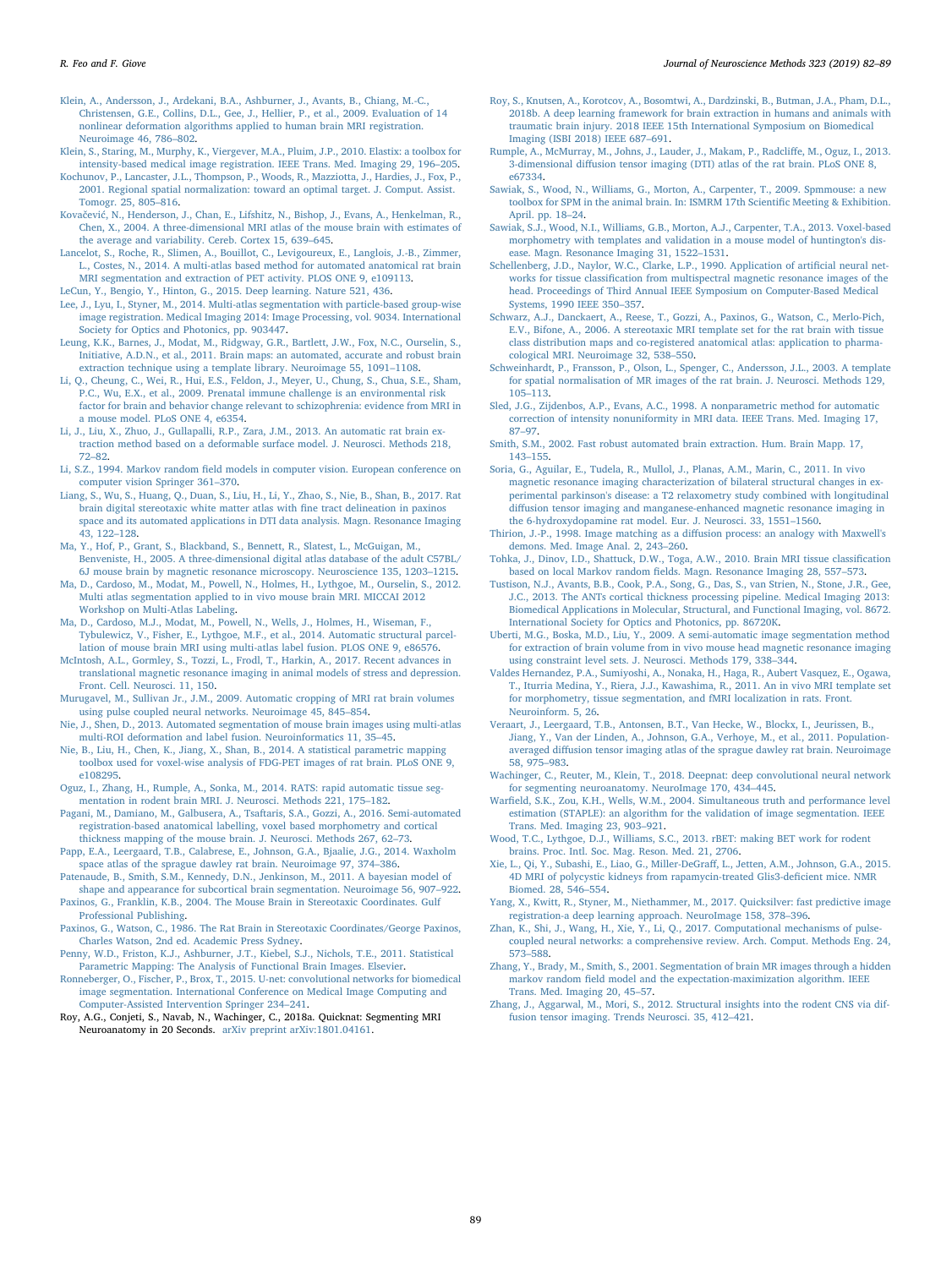Klein, A., Andersson, J., Ardekani, B.A., Ashburner, J., Avants, B., Chiang, M.-C., Christensen, G.E., Collins, D.L., Gee, J., Hellier, P., et al., 2009. Evaluation of 14 nonlinear deformation algorithms applied to human brain MRI registration. Neuroimage 46, 786–802.

Klein, S., Staring, M., Murphy, K., Viergever, M.A., Pluim, J.P., 2010. Elastix: a toolbox for intensity-based medical image registration. IEEE Trans. Med. Imaging 29, 196–205.

Kochunov, P., Lancaster, J.L., Thompson, P., Woods, R., Mazziotta, J., Hardies, J., Fox, P., 2001. Regional spatial normalization: toward an optimal target. J. Comput. Assist. Tomogr. 25, 805–816.

Kovačević, N., Henderson, J., Chan, E., Lifshitz, N., Bishop, J., Evans, A., Henkelman, R., Chen, X., 2004. A three-dimensional MRI atlas of the mouse brain with estimates of the average and variability. Cereb. Cortex 15, 639–645.

Lancelot, S., Roche, R., Slimen, A., Bouillot, C., Levigoureux, E., Langlois, J.-B., Zimmer, L., Costes, N., 2014. A multi-atlas based method for automated anatomical rat brain MRI segmentation and extraction of PET activity. PLOS ONE 9, e109113.

LeCun, Y., Bengio, Y., Hinton, G., 2015. Deep learning. Nature 521, 436.

Lee, J., Lyu, I., Styner, M., 2014. Multi-atlas segmentation with particle-based group-wise image registration. Medical Imaging 2014: Image Processing, vol. 9034. International Society for Optics and Photonics, pp. 903447.

Leung, K.K., Barnes, J., Modat, M., Ridgway, G.R., Bartlett, J.W., Fox, N.C., Ourselin, S., Initiative, A.D.N., et al., 2011. Brain maps: an automated, accurate and robust brain extraction technique using a template library. Neuroimage 55, 1091–1108.

Li, Q., Cheung, C., Wei, R., Hui, E.S., Feldon, J., Meyer, U., Chung, S., Chua, S.E., Sham, P.C., Wu, E.X., et al., 2009. Prenatal immune challenge is an environmental risk factor for brain and behavior change relevant to schizophrenia: evidence from MRI in a mouse model. PLoS ONE 4, e6354.

Li, J., Liu, X., Zhuo, J., Gullapalli, R.P., Zara, J.M., 2013. An automatic rat brain extraction method based on a deformable surface model. J. Neurosci. Methods 218, 72–82.

Li, S.Z., 1994. Markov random field models in computer vision. European conference on computer vision Springer 361–370.

Liang, S., Wu, S., Huang, Q., Duan, S., Liu, H., Li, Y., Zhao, S., Nie, B., Shan, B., 2017. Rat brain digital stereotaxic white matter atlas with fine tract delineation in paxinos space and its automated applications in DTI data analysis. Magn. Resonance Imaging 43, 122–128.

Ma, Y., Hof, P., Grant, S., Blackband, S., Bennett, R., Slatest, L., McGuigan, M., Benveniste, H., 2005. A three-dimensional digital atlas database of the adult C57BL/6J mouse brain by magnetic resonance microscopy. Neuroscience 135, 1203–1215.

Ma, D., Cardoso, M., Modat, M., Powell, N., Holmes, H., Lythgoe, M., Ourselin, S., 2012. Multi atlas segmentation applied to in vivo mouse brain MRI. MICCAI 2012 Workshop on Multi-Atlas Labeling.

Ma, D., Cardoso, M.J., Modat, M., Powell, N., Wells, J., Holmes, H., Wiseman, F., Tybulewicz, V., Fisher, E., Lythgoe, M.F., et al., 2014. Automatic structural parcellation of mouse brain MRI using multi-atlas label fusion. PLoS ONE 9, e86576.

McIntosh, A.L., Gormley, S., Tozzi, L., Frodl, T., Harkin, A., 2017. Recent advances in translational magnetic resonance imaging in animal models of stress and depression. Front. Cell. Neurosci. 11, 150.

Murugavel, M., Sullivan Jr., J.M., 2009. Automatic cropping of MRI rat brain volumes using pulse coupled neural networks. Neuroimage 45, 845–854.

Nie, J., Shen, D., 2013. Automated segmentation of mouse brain images using multi-atlas multi-ROI deformation and label fusion. Neuroinformatics 11, 35–45.

Nie, B., Liu, H., Chen, K., Jiang, X., Shan, B., 2014. A statistical parametric mapping toolbox used for voxel-wise analysis of FDG-PET images of rat brain. PLoS ONE 9, e108295.

Oguz, I., Zhang, H., Rumple, A., Sonka, M., 2014. RATS: rapid automatic tissue segmentation in rodent brain MRI. J. Neurosci. Methods 221, 175–182.

Pagani, M., Damiano, M., Galbusera, A., Tsaftaris, S.A., Gozzi, A., 2016. Semi-automated registration-based anatomical labelling, voxel based morphometry and cortical thickness mapping of the mouse brain. J. Neurosci. Methods 267, 62–73.

Papp, E.A., Leergaard, T.B., Calabrese, E., Johnson, G.A., Bjaalie, J.G., 2014. Waxholm space atlas of the sprague dawley rat brain. Neuroimage 97, 374–386.

Patenaude, B., Smith, S.M., Kennedy, D.N., Jenkinson, M., 2011. A bayesian model of shape and appearance for subcortical brain segmentation. Neuroimage 56, 907–922.

Paxinos, G., Franklin, K.B., 2004. The Mouse Brain in Stereotaxic Coordinates. Gulf Professional Publishing.

Paxinos, G., Watson, C., 1986. The Rat Brain in Stereotaxic Coordinates/George Paxinos, Charles Watson, 2nd ed. Academic Press Sydney.

Penny, W.D., Friston, K.J., Ashburner, J.T., Kiebel, S.J., Nichols, T.E., 2011. Statistical Parametric Mapping: The Analysis of Functional Brain Images. Elsevier.

Ronneberger, O., Fischer, P., Brox, T., 2015. U-net: convolutional networks for biomedical image segmentation. International Conference on Medical Image Computing and Computer-Assisted Intervention Springer 234–241.

Roy, A.G., Conjeti, S., Navab, N., Wachinger, C., 2018a. Quicknat: Segmenting MRI Neuroanatomy in 20 Seconds. arXiv preprint arXiv:1801.04161.

Roy, S., Knutsen, A., Korotcov, A., Bosomtwi, A., Dardzinski, B., Butman, J.A., Pham, D.L., 2018b. A deep learning framework for brain extraction in humans and animals with traumatic brain injury. 2018 IEEE 15th International Symposium on Biomedical Imaging (ISBI 2018) IEEE 687–691.

Rumple, A., McMurray, M., Johns, J., Lauder, J., Makam, P., Radcliffe, M., Oguz, I., 2013. 3-dimensional diffusion tensor imaging (DTI) atlas of the rat brain. PLoS ONE 8, e67334.

Sawiak, S., Wood, N., Williams, G., Morton, A., Carpenter, T., 2009. Spmmouse: a new toolbox for SPM in the animal brain. In: ISMRM 17th Scientific Meeting & Exhibition. April. pp. 18–24.

Sawiak, S.J., Wood, N.I., Williams, G.B., Morton, A.J., Carpenter, T.A., 2013. Voxel-based morphometry with templates and validation in a mouse model of huntington's disease. Magn. Resonance Imaging 31, 1522–1531.

Schellenberg, J.D., Naylor, W.C., Clarke, L.P., 1990. Application of artificial neural networks for tissue classification from multispectral magnetic resonance images of the head. Proceedings of Third Annual IEEE Symposium on Computer-Based Medical Systems, 1990 IEEE 350–357.

Schwarz, A.J., Danckaert, A., Reese, T., Gozzi, A., Paxinos, G., Watson, C., Merlo-Pich, E.V., Bifone, A., 2006. A stereotaxic MRI template set for the rat brain with tissue class distribution maps and co-registered anatomical atlas: application to pharmacological MRI. Neuroimage 32, 538–550.

Schweinhardt, P., Fransson, P., Olson, L., Spenger, C., Andersson, J.L., 2003. A template for spatial normalisation of MR images of the rat brain. J. Neurosci. Methods 129, 105–113.

Sled, J.G., Zijdenbos, A.P., Evans, A.C., 1998. A nonparametric method for automatic correction of intensity nonuniformity in MRI data. IEEE Trans. Med. Imaging 17, 87–97.

Smith, S.M., 2002. Fast robust automated brain extraction. Hum. Brain Mapp. 17, 143–155.

Soria, G., Aguilar, E., Tudela, R., Mullol, J., Planas, A.M., Marin, C., 2011. In vivo magnetic resonance imaging characterization of bilateral structural changes in experimental parkinson's disease: a T2 relaxometry study combined with longitudinal diffusion tensor imaging and manganese-enhanced magnetic resonance imaging in the 6-hydroxydopamine rat model. Eur. J. Neurosci. 33, 1551–1560.

Thirion, J.-P., 1998. Image matching as a diffusion process: an analogy with Maxwell's demons. Med. Image Anal. 2, 243–260.

Tohka, J., Dinov, I.D., Shattuck, D.W., Toga, A.W., 2010. Brain MRI tissue classification based on local Markov random fields. Magn. Resonance Imaging 28, 557–573.

Tustison, N.J., Avants, B.B., Cook, P.A., Song, G., Das, S., van Strien, N., Stone, J.R., Gee, J.C., 2013. The ANTs cortical thickness processing pipeline. Medical Imaging 2013: Biomedical Applications in Molecular, Structural, and Functional Imaging, vol. 8672. International Society for Optics and Photonics, pp. 86720K.

Uberti, M.G., Boska, M.D., Liu, Y., 2009. A semi-automatic image segmentation method for extraction of brain volume from in vivo mouse head magnetic resonance imaging using constraint level sets. J. Neurosci. Methods 179, 338–344.

Valdes Hernandez, P.A., Sumiyoshi, A., Nonaka, H., Haga, R., Aubert Vasquez, E., Ogawa, T., Iturria Medina, Y., Riera, J.J., Kawashima, R., 2011. An in vivo MRI template set for morphometry, tissue segmentation, and fMRI localization in rats. Front. Neuroinform. 5, 26.

Veraart, J., Leergaard, T.B., Antonsen, B.T., Van Hecke, W., Blockx, I., Jeurissen, B., Jiang, Y., Van der Linden, A., Johnson, G.A., Verhoye, M., et al., 2011. Population-averaged diffusion tensor imaging atlas of the sprague dawley rat brain. Neuroimage 58, 975–983.

Wachinger, C., Reuter, M., Klein, T., 2018. Deepnat: deep convolutional neural network for segmenting neuroanatomy. NeuroImage 170, 434–445.

Warfield, S.K., Zou, K.H., Wells, W.M., 2004. Simultaneous truth and performance level estimation (STAPLE): an algorithm for the validation of image segmentation. IEEE Trans. Med. Imaging 23, 903–921.

Wood, T.C., Lythgoe, D.J., Williams, S.C., 2013. rBET: making BET work for rodent brains. Proc. Intl. Soc. Mag. Reson. Med. 21, 2706.

Xie, L., Qi, Y., Subashi, E., Liao, G., Miller-DeGraff, L., Jetten, A.M., Johnson, G.A., 2015. 4D MRI of polycystic kidneys from rapamycin-treated Glis3-deficient mice. NMR Biomed. 28, 546–554.

Yang, X., Kwitt, R., Styner, M., Niethammer, M., 2017. Quicksilver: fast predictive image registration-a deep learning approach. NeuroImage 158, 378–396.

Zhan, K., Shi, J., Wang, H., Xie, Y., Li, Q., 2017. Computational mechanisms of pulse-coupled neural networks: a comprehensive review. Arch. Comput. Methods Eng. 24, 573–588.

Zhang, Y., Brady, M., Smith, S., 2001. Segmentation of brain MR images through a hidden markov random field model and the expectation-maximization algorithm. IEEE Trans. Med. Imaging 20, 45–57.

Zhang, J., Aggarwal, M., Mori, S., 2012. Structural insights into the rodent CNS via diffusion tensor imaging. Trends Neurosci. 35, 412–421.